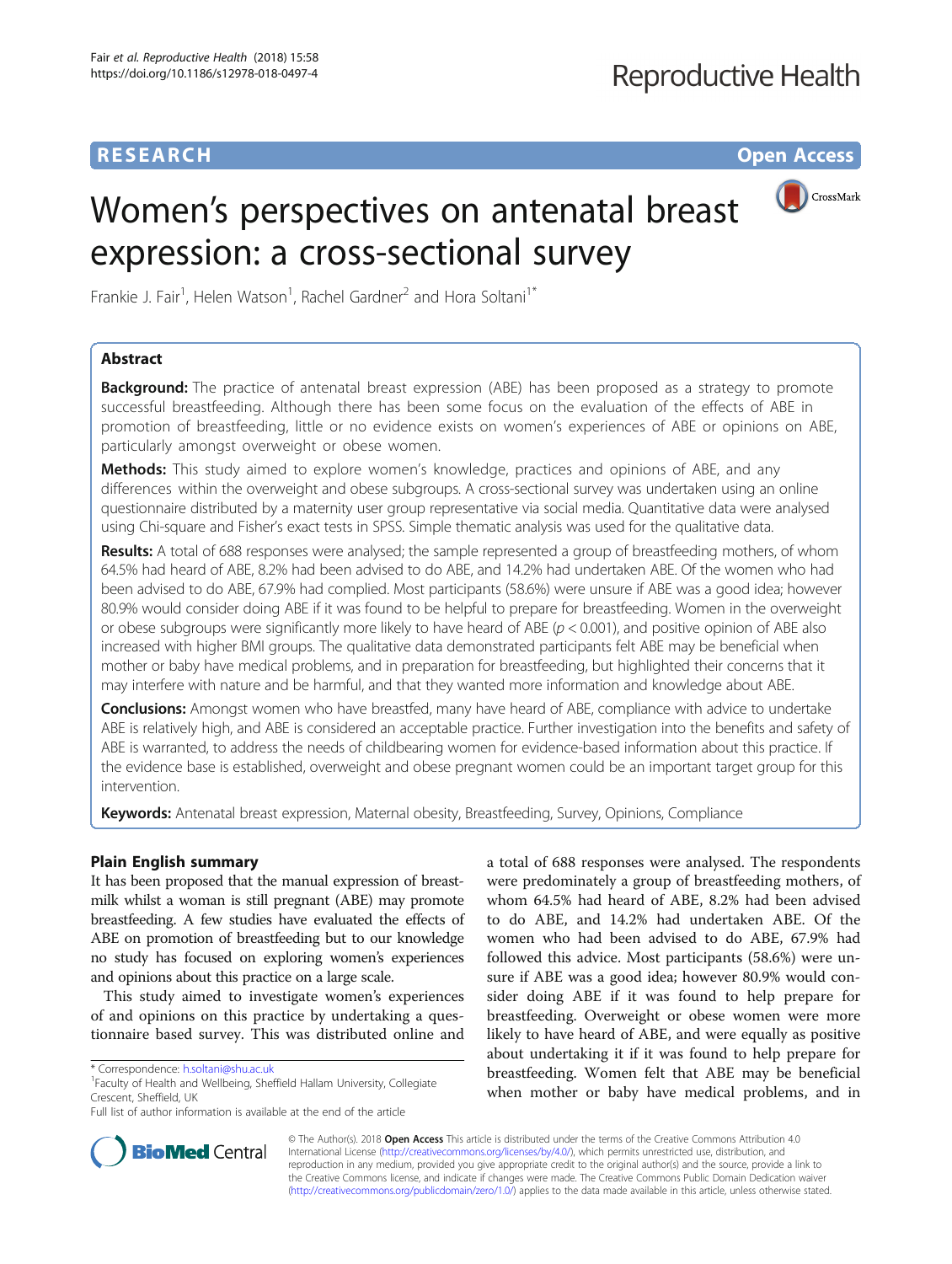RESEARCH Open Access

# Women's perspectives on antenatal breast expression: a cross-sectional survey

Frankie J. Fair[1], Helen Watson[1], Rachel Gardner[2] and Hora Soltani[1*]

## Abstract

**Background:** The practice of antenatal breast expression (ABE) has been proposed as a strategy to promote successful breastfeeding. Although there has been some focus on the evaluation of the effects of ABE in promotion of breastfeeding, little or no evidence exists on women's experiences of ABE or opinions on ABE, particularly amongst overweight or obese women.

**Methods:** This study aimed to explore women's knowledge, practices and opinions of ABE, and any differences within the overweight and obese subgroups. A cross-sectional survey was undertaken using an online questionnaire distributed by a maternity user group representative via social media. Quantitative data were analysed using Chi-square and Fisher's exact tests in SPSS. Simple thematic analysis was used for the qualitative data.

**Results:** A total of 688 responses were analysed; the sample represented a group of breastfeeding mothers, of whom 64.5% had heard of ABE, 8.2% had been advised to do ABE, and 14.2% had undertaken ABE. Of the women who had been advised to do ABE, 67.9% had complied. Most participants (58.6%) were unsure if ABE was a good idea; however 80.9% would consider doing ABE if it was found to be helpful to prepare for breastfeeding. Women in the overweight or obese subgroups were significantly more likely to have heard of ABE ($p < 0.001$), and positive opinion of ABE also increased with higher BMI groups. The qualitative data demonstrated participants felt ABE may be beneficial when mother or baby have medical problems, and in preparation for breastfeeding, but highlighted their concerns that it may interfere with nature and be harmful, and that they wanted more information and knowledge about ABE.

**Conclusions:** Amongst women who have breastfed, many have heard of ABE, compliance with advice to undertake ABE is relatively high, and ABE is considered an acceptable practice. Further investigation into the benefits and safety of ABE is warranted, to address the needs of childbearing women for evidence-based information about this practice. If the evidence base is established, overweight and obese pregnant women could be an important target group for this intervention.

**Keywords:** Antenatal breast expression, Maternal obesity, Breastfeeding, Survey, Opinions, Compliance

## Plain English summary

It has been proposed that the manual expression of breastmilk whilst a woman is still pregnant (ABE) may promote breastfeeding. A few studies have evaluated the effects of ABE on promotion of breastfeeding but to our knowledge no study has focused on exploring women's experiences and opinions about this practice on a large scale.

This study aimed to investigate women's experiences of and opinions on this practice by undertaking a questionnaire based survey. This was distributed online and a total of 688 responses were analysed. The respondents were predominately a group of breastfeeding mothers, of whom 64.5% had heard of ABE, 8.2% had been advised to do ABE, and 14.2% had undertaken ABE. Of the women who had been advised to do ABE, 67.9% had followed this advice. Most participants (58.6%) were unsure if ABE was a good idea; however 80.9% would consider doing ABE if it was found to help prepare for breastfeeding. Overweight or obese women were more likely to have heard of ABE, and were equally as positive about undertaking it if it was found to help prepare for breastfeeding. Women felt that ABE may be beneficial when mother or baby have medical problems, and in

\* Correspondence: h.soltani@shu.ac.uk
[1]Faculty of Health and Wellbeing, Sheffield Hallam University, Collegiate Crescent, Sheffield, UK
Full list of author information is available at the end of the article

© The Author(s). 2018 **Open Access** This article is distributed under the terms of the Creative Commons Attribution 4.0 International License (http://creativecommons.org/licenses/by/4.0/), which permits unrestricted use, distribution, and reproduction in any medium, provided you give appropriate credit to the original author(s) and the source, provide a link to the Creative Commons license, and indicate if changes were made. The Creative Commons Public Domain Dedication waiver (http://creativecommons.org/publicdomain/zero/1.0/) applies to the data made available in this article, unless otherwise stated.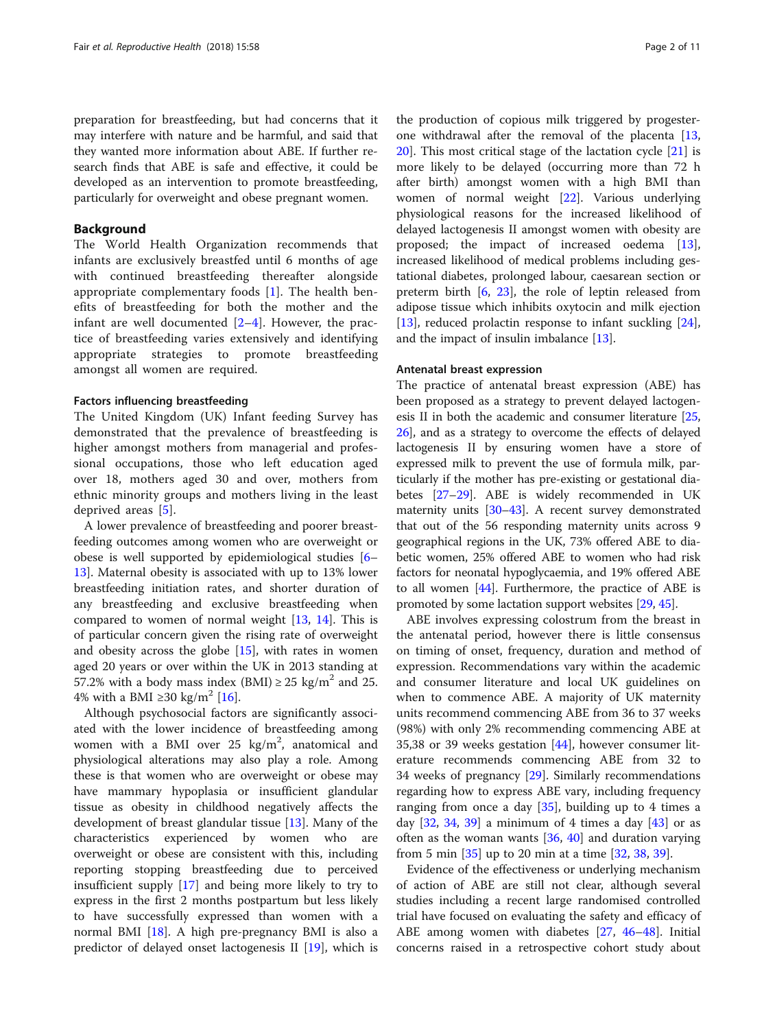preparation for breastfeeding, but had concerns that it may interfere with nature and be harmful, and said that they wanted more information about ABE. If further research finds that ABE is safe and effective, it could be developed as an intervention to promote breastfeeding, particularly for overweight and obese pregnant women.

## Background

The World Health Organization recommends that infants are exclusively breastfed until 6 months of age with continued breastfeeding thereafter alongside appropriate complementary foods [1]. The health benefits of breastfeeding for both the mother and the infant are well documented [2–4]. However, the practice of breastfeeding varies extensively and identifying appropriate strategies to promote breastfeeding amongst all women are required.

### Factors influencing breastfeeding

The United Kingdom (UK) Infant feeding Survey has demonstrated that the prevalence of breastfeeding is higher amongst mothers from managerial and professional occupations, those who left education aged over 18, mothers aged 30 and over, mothers from ethnic minority groups and mothers living in the least deprived areas [5].

A lower prevalence of breastfeeding and poorer breastfeeding outcomes among women who are overweight or obese is well supported by epidemiological studies [6–13]. Maternal obesity is associated with up to 13% lower breastfeeding initiation rates, and shorter duration of any breastfeeding and exclusive breastfeeding when compared to women of normal weight [13, 14]. This is of particular concern given the rising rate of overweight and obesity across the globe [15], with rates in women aged 20 years or over within the UK in 2013 standing at 57.2% with a body mass index (BMI) ≥ 25 $kg/m^2$ and 25.4% with a BMI ≥30 $kg/m^2$ [16].

Although psychosocial factors are significantly associated with the lower incidence of breastfeeding among women with a BMI over 25 $kg/m^2$, anatomical and physiological alterations may also play a role. Among these is that women who are overweight or obese may have mammary hypoplasia or insufficient glandular tissue as obesity in childhood negatively affects the development of breast glandular tissue [13]. Many of the characteristics experienced by women who are overweight or obese are consistent with this, including reporting stopping breastfeeding due to perceived insufficient supply [17] and being more likely to try to express in the first 2 months postpartum but less likely to have successfully expressed than women with a normal BMI [18]. A high pre-pregnancy BMI is also a predictor of delayed onset lactogenesis II [19], which is the production of copious milk triggered by progesterone withdrawal after the removal of the placenta [13, 20]. This most critical stage of the lactation cycle [21] is more likely to be delayed (occurring more than 72 h after birth) amongst women with a high BMI than women of normal weight [22]. Various underlying physiological reasons for the increased likelihood of delayed lactogenesis II amongst women with obesity are proposed; the impact of increased oedema [13], increased likelihood of medical problems including gestational diabetes, prolonged labour, caesarean section or preterm birth [6, 23], the role of leptin released from adipose tissue which inhibits oxytocin and milk ejection [13], reduced prolactin response to infant suckling [24], and the impact of insulin imbalance [13].

### Antenatal breast expression

The practice of antenatal breast expression (ABE) has been proposed as a strategy to prevent delayed lactogenesis II in both the academic and consumer literature [25, 26], and as a strategy to overcome the effects of delayed lactogenesis II by ensuring women have a store of expressed milk to prevent the use of formula milk, particularly if the mother has pre-existing or gestational diabetes [27–29]. ABE is widely recommended in UK maternity units [30–43]. A recent survey demonstrated that out of the 56 responding maternity units across 9 geographical regions in the UK, 73% offered ABE to diabetic women, 25% offered ABE to women who had risk factors for neonatal hypoglycaemia, and 19% offered ABE to all women [44]. Furthermore, the practice of ABE is promoted by some lactation support websites [29, 45].

ABE involves expressing colostrum from the breast in the antenatal period, however there is little consensus on timing of onset, frequency, duration and method of expression. Recommendations vary within the academic and consumer literature and local UK guidelines on when to commence ABE. A majority of UK maternity units recommend commencing ABE from 36 to 37 weeks (98%) with only 2% recommending commencing ABE at 35,38 or 39 weeks gestation [44], however consumer literature recommends commencing ABE from 32 to 34 weeks of pregnancy [29]. Similarly recommendations regarding how to express ABE vary, including frequency ranging from once a day [35], building up to 4 times a day [32, 34, 39] a minimum of 4 times a day [43] or as often as the woman wants [36, 40] and duration varying from 5 min [35] up to 20 min at a time [32, 38, 39].

Evidence of the effectiveness or underlying mechanism of action of ABE are still not clear, although several studies including a recent large randomised controlled trial have focused on evaluating the safety and efficacy of ABE among women with diabetes [27, 46–48]. Initial concerns raised in a retrospective cohort study about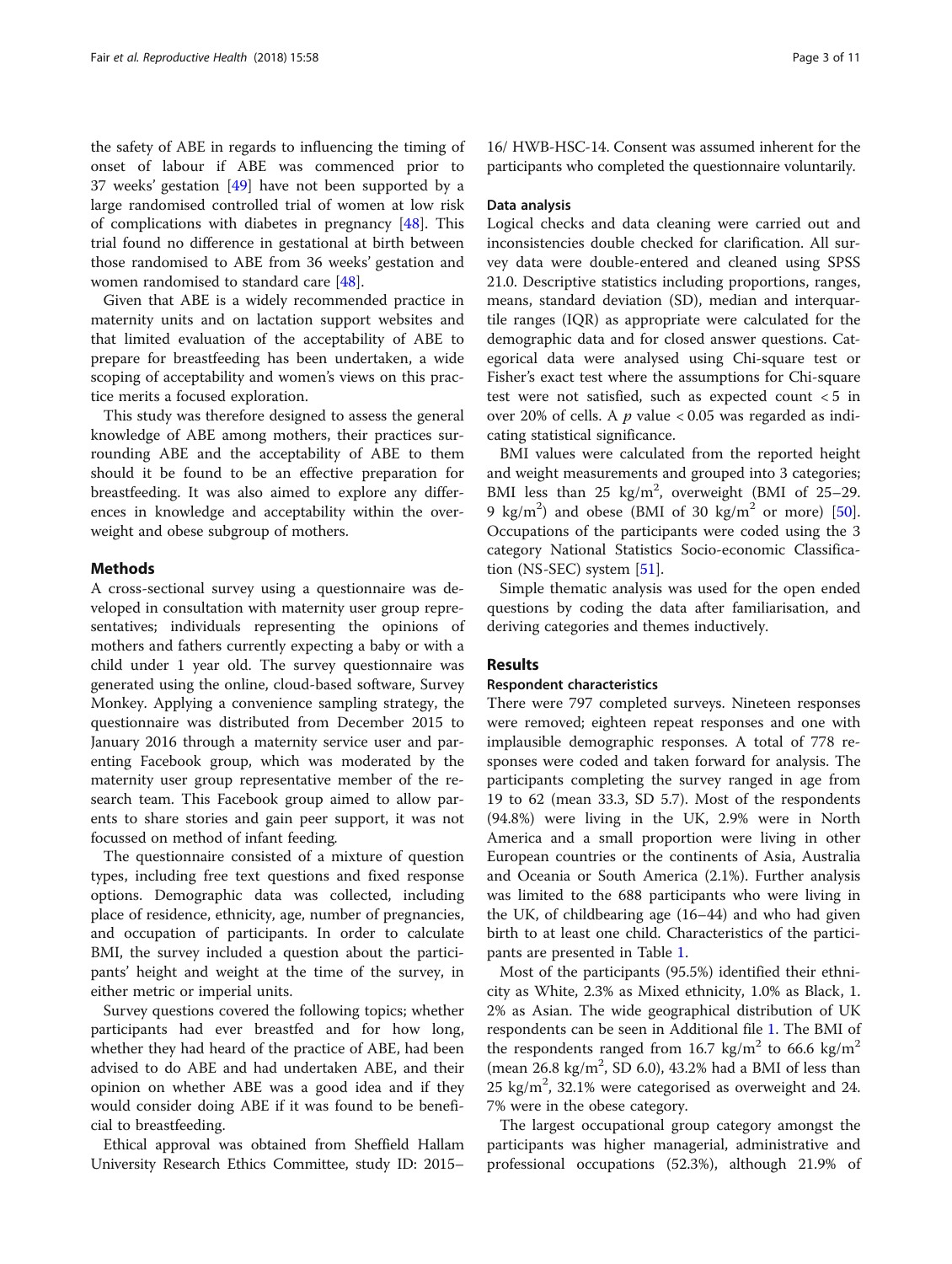the safety of ABE in regards to influencing the timing of onset of labour if ABE was commenced prior to 37 weeks' gestation [49] have not been supported by a large randomised controlled trial of women at low risk of complications with diabetes in pregnancy [48]. This trial found no difference in gestational at birth between those randomised to ABE from 36 weeks' gestation and women randomised to standard care [48].

Given that ABE is a widely recommended practice in maternity units and on lactation support websites and that limited evaluation of the acceptability of ABE to prepare for breastfeeding has been undertaken, a wide scoping of acceptability and women's views on this practice merits a focused exploration.

This study was therefore designed to assess the general knowledge of ABE among mothers, their practices surrounding ABE and the acceptability of ABE to them should it be found to be an effective preparation for breastfeeding. It was also aimed to explore any differences in knowledge and acceptability within the overweight and obese subgroup of mothers.

## Methods

A cross-sectional survey using a questionnaire was developed in consultation with maternity user group representatives; individuals representing the opinions of mothers and fathers currently expecting a baby or with a child under 1 year old. The survey questionnaire was generated using the online, cloud-based software, Survey Monkey. Applying a convenience sampling strategy, the questionnaire was distributed from December 2015 to January 2016 through a maternity service user and parenting Facebook group, which was moderated by the maternity user group representative member of the research team. This Facebook group aimed to allow parents to share stories and gain peer support, it was not focussed on method of infant feeding.

The questionnaire consisted of a mixture of question types, including free text questions and fixed response options. Demographic data was collected, including place of residence, ethnicity, age, number of pregnancies, and occupation of participants. In order to calculate BMI, the survey included a question about the participants' height and weight at the time of the survey, in either metric or imperial units.

Survey questions covered the following topics; whether participants had ever breastfed and for how long, whether they had heard of the practice of ABE, had been advised to do ABE and had undertaken ABE, and their opinion on whether ABE was a good idea and if they would consider doing ABE if it was found to be beneficial to breastfeeding.

Ethical approval was obtained from Sheffield Hallam University Research Ethics Committee, study ID: 2015–16/ HWB-HSC-14. Consent was assumed inherent for the participants who completed the questionnaire voluntarily.

### Data analysis

Logical checks and data cleaning were carried out and inconsistencies double checked for clarification. All survey data were double-entered and cleaned using SPSS 21.0. Descriptive statistics including proportions, ranges, means, standard deviation (SD), median and interquartile ranges (IQR) as appropriate were calculated for the demographic data and for closed answer questions. Categorical data were analysed using Chi-square test or Fisher's exact test where the assumptions for Chi-square test were not satisfied, such as expected count < 5 in over 20% of cells. A $p$ value $< 0.05$ was regarded as indicating statistical significance.

BMI values were calculated from the reported height and weight measurements and grouped into 3 categories; BMI less than 25 $kg/m^2$, overweight (BMI of 25–29.9 $kg/m^2$) and obese (BMI of 30 $kg/m^2$ or more) [50]. Occupations of the participants were coded using the 3 category National Statistics Socio-economic Classification (NS-SEC) system [51].

Simple thematic analysis was used for the open ended questions by coding the data after familiarisation, and deriving categories and themes inductively.

## Results

### Respondent characteristics

There were 797 completed surveys. Nineteen responses were removed; eighteen repeat responses and one with implausible demographic responses. A total of 778 responses were coded and taken forward for analysis. The participants completing the survey ranged in age from 19 to 62 (mean 33.3, SD 5.7). Most of the respondents (94.8%) were living in the UK, 2.9% were in North America and a small proportion were living in other European countries or the continents of Asia, Australia and Oceania or South America (2.1%). Further analysis was limited to the 688 participants who were living in the UK, of childbearing age (16–44) and who had given birth to at least one child. Characteristics of the participants are presented in Table 1.

Most of the participants (95.5%) identified their ethnicity as White, 2.3% as Mixed ethnicity, 1.0% as Black, 1.2% as Asian. The wide geographical distribution of UK respondents can be seen in Additional file 1. The BMI of the respondents ranged from 16.7 $kg/m^2$ to 66.6 $kg/m^2$ (mean 26.8 $kg/m^2$, SD 6.0), 43.2% had a BMI of less than 25 $kg/m^2$, 32.1% were categorised as overweight and 24.7% were in the obese category.

The largest occupational group category amongst the participants was higher managerial, administrative and professional occupations (52.3%), although 21.9% of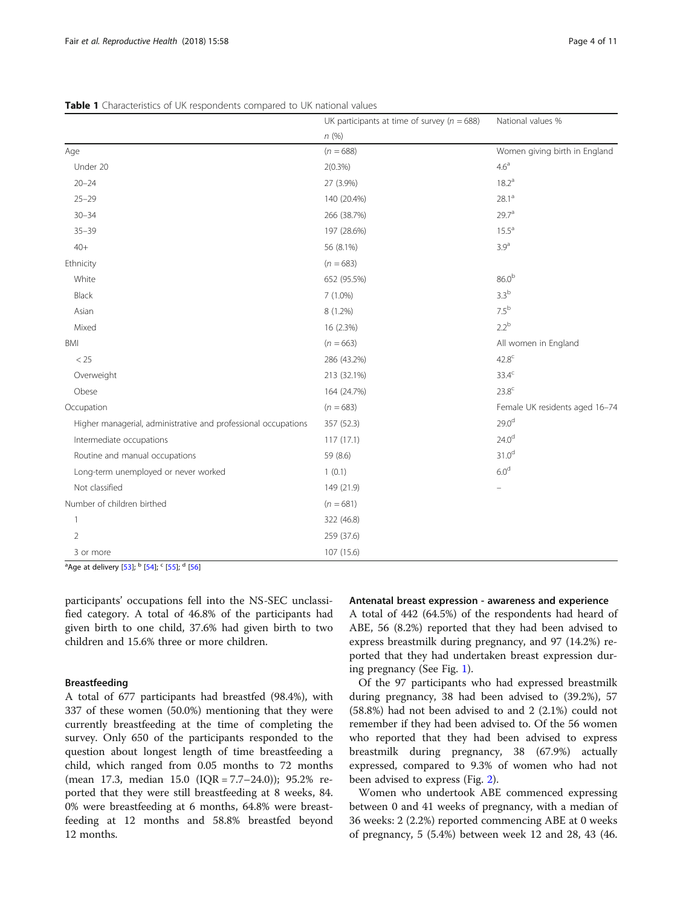**Table 1** Characteristics of UK respondents compared to UK national values

| | UK participants at time of survey ($n = 688$) | National values % |
|---|---|---|
| | *n* (%) | |
| Age | ($n = 688$) | Women giving birth in England |
| Under 20 | 2(0.3%) | 4.6[a] |
| 20–24 | 27 (3.9%) | 18.2[a] |
| 25–29 | 140 (20.4%) | 28.1[a] |
| 30–34 | 266 (38.7%) | 29.7[a] |
| 35–39 | 197 (28.6%) | 15.5[a] |
| 40+ | 56 (8.1%) | 3.9[a] |
| Ethnicity | ($n = 683$) | |
| White | 652 (95.5%) | 86.0[b] |
| Black | 7 (1.0%) | 3.3[b] |
| Asian | 8 (1.2%) | 7.5[b] |
| Mixed | 16 (2.3%) | 2.2[b] |
| BMI | ($n = 663$) | All women in England |
| < 25 | 286 (43.2%) | 42.8[c] |
| Overweight | 213 (32.1%) | 33.4[c] |
| Obese | 164 (24.7%) | 23.8[c] |
| Occupation | ($n = 683$) | Female UK residents aged 16–74 |
| Higher managerial, administrative and professional occupations | 357 (52.3) | 29.0[d] |
| Intermediate occupations | 117 (17.1) | 24.0[d] |
| Routine and manual occupations | 59 (8.6) | 31.0[d] |
| Long-term unemployed or never worked | 1 (0.1) | 6.0[d] |
| Not classified | 149 (21.9) | – |
| Number of children birthed | ($n = 681$) | |
| 1 | 322 (46.8) | |
| 2 | 259 (37.6) | |
| 3 or more | 107 (15.6) | |

[a]Age at delivery [53]; [b] [54]; [c] [55]; [d] [56]

participants' occupations fell into the NS-SEC unclassified category. A total of 46.8% of the participants had given birth to one child, 37.6% had given birth to two children and 15.6% three or more children.

### Breastfeeding

A total of 677 participants had breastfed (98.4%), with 337 of these women (50.0%) mentioning that they were currently breastfeeding at the time of completing the survey. Only 650 of the participants responded to the question about longest length of time breastfeeding a child, which ranged from 0.05 months to 72 months (mean 17.3, median 15.0 (IQR = 7.7–24.0)); 95.2% reported that they were still breastfeeding at 8 weeks, 84.0% were breastfeeding at 6 months, 64.8% were breastfeeding at 12 months and 58.8% breastfed beyond 12 months.

### Antenatal breast expression - awareness and experience

A total of 442 (64.5%) of the respondents had heard of ABE, 56 (8.2%) reported that they had been advised to express breastmilk during pregnancy, and 97 (14.2%) reported that they had undertaken breast expression during pregnancy (See Fig. 1).

Of the 97 participants who had expressed breastmilk during pregnancy, 38 had been advised to (39.2%), 57 (58.8%) had not been advised to and 2 (2.1%) could not remember if they had been advised to. Of the 56 women who reported that they had been advised to express breastmilk during pregnancy, 38 (67.9%) actually expressed, compared to 9.3% of women who had not been advised to express (Fig. 2).

Women who undertook ABE commenced expressing between 0 and 41 weeks of pregnancy, with a median of 36 weeks: 2 (2.2%) reported commencing ABE at 0 weeks of pregnancy, 5 (5.4%) between week 12 and 28, 43 (46.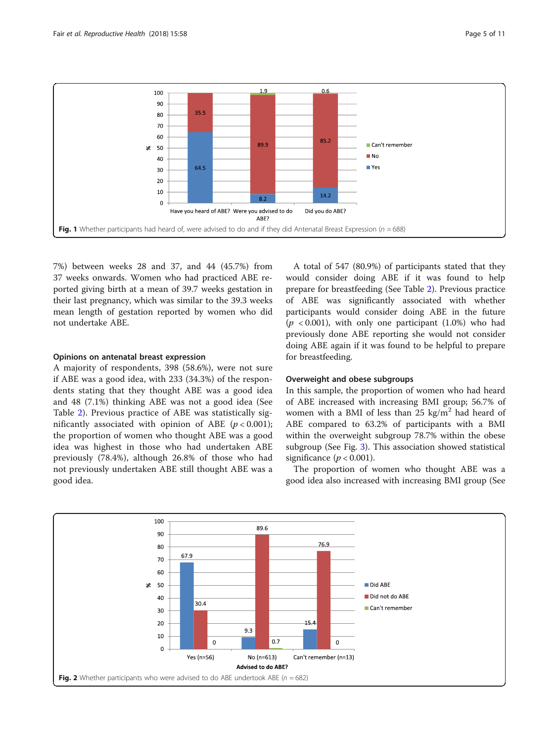Fig. 1 Whether participants had heard of, were advised to do and if they did Antenatal Breast Expression ($n = 688$)

7%) between weeks 28 and 37, and 44 (45.7%) from 37 weeks onwards. Women who had practiced ABE reported giving birth at a mean of 39.7 weeks gestation in their last pregnancy, which was similar to the 39.3 weeks mean length of gestation reported by women who did not undertake ABE.

### Opinions on antenatal breast expression

A majority of respondents, 398 (58.6%), were not sure if ABE was a good idea, with 233 (34.3%) of the respondents stating that they thought ABE was a good idea and 48 (7.1%) thinking ABE was not a good idea (See Table 2). Previous practice of ABE was statistically significantly associated with opinion of ABE ($p < 0.001$); the proportion of women who thought ABE was a good idea was highest in those who had undertaken ABE previously (78.4%), although 26.8% of those who had not previously undertaken ABE still thought ABE was a good idea.

A total of 547 (80.9%) of participants stated that they would consider doing ABE if it was found to help prepare for breastfeeding (See Table 2). Previous practice of ABE was significantly associated with whether participants would consider doing ABE in the future ($p < 0.001$), with only one participant (1.0%) who had previously done ABE reporting she would not consider doing ABE again if it was found to be helpful to prepare for breastfeeding.

### Overweight and obese subgroups

In this sample, the proportion of women who had heard of ABE increased with increasing BMI group; 56.7% of women with a BMI of less than 25 kg/m$^2$ had heard of ABE compared to 63.2% of participants with a BMI within the overweight subgroup 78.7% within the obese subgroup (See Fig. 3). This association showed statistical significance ($p < 0.001$).

The proportion of women who thought ABE was a good idea also increased with increasing BMI group (See

Fig. 2 Whether participants who were advised to do ABE undertook ABE ($n = 682$)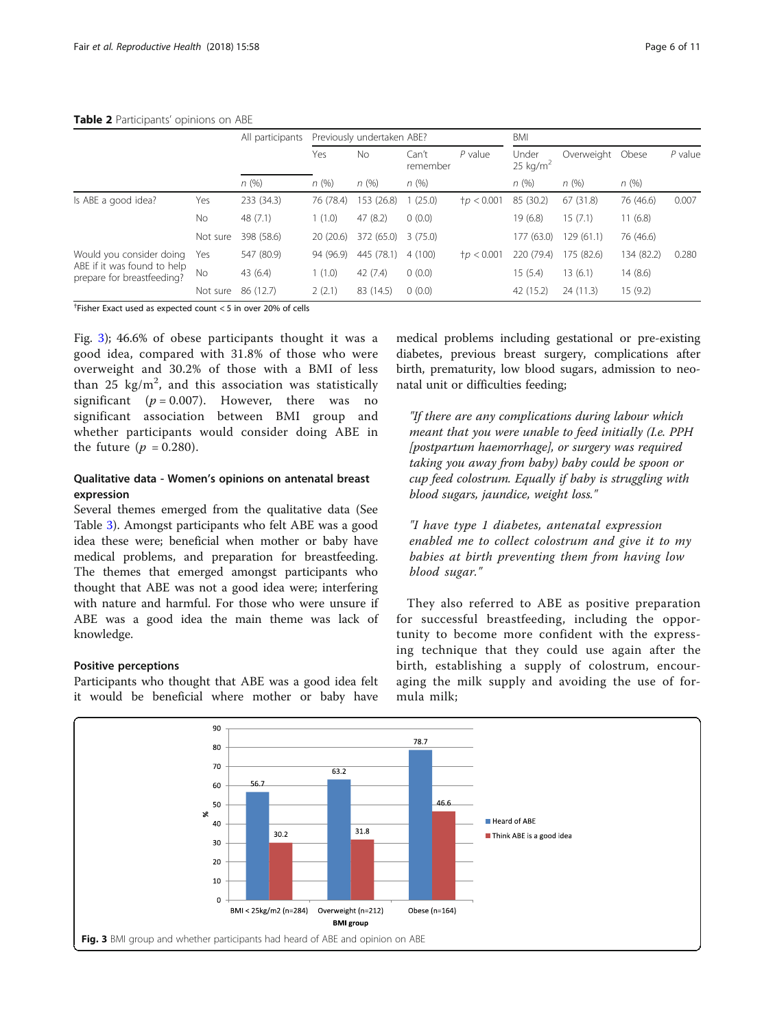**Table 2** Participants' opinions on ABE

| | | All participants | Previously undertaken ABE? | | | | BMI | | | |
|---|---|---|---|---|---|---|---|---|---|---|
| | | | Yes | No | Can't remember | P value | Under 25 kg/m$^2$ | Overweight | Obese | P value |
| | | n (%) | n (%) | n (%) | n (%) | | n (%) | n (%) | n (%) | |
| Is ABE a good idea? | Yes | 233 (34.3) | 76 (78.4) | 153 (26.8) | 1 (25.0) | †$p < 0.001$ | 85 (30.2) | 67 (31.8) | 76 (46.6) | 0.007 |
| | No | 48 (7.1) | 1 (1.0) | 47 (8.2) | 0 (0.0) | | 19 (6.8) | 15 (7.1) | 11 (6.8) | |
| | Not sure | 398 (58.6) | 20 (20.6) | 372 (65.0) | 3 (75.0) | | 177 (63.0) | 129 (61.1) | 76 (46.6) | |
| Would you consider doing ABE if it was found to help prepare for breastfeeding? | Yes | 547 (80.9) | 94 (96.9) | 445 (78.1) | 4 (100) | †$p < 0.001$ | 220 (79.4) | 175 (82.6) | 134 (82.2) | 0.280 |
| | No | 43 (6.4) | 1 (1.0) | 42 (7.4) | 0 (0.0) | | 15 (5.4) | 13 (6.1) | 14 (8.6) | |
| | Not sure | 86 (12.7) | 2 (2.1) | 83 (14.5) | 0 (0.0) | | 42 (15.2) | 24 (11.3) | 15 (9.2) | |

†Fisher Exact used as expected count < 5 in over 20% of cells

Fig. 3); 46.6% of obese participants thought it was a good idea, compared with 31.8% of those who were overweight and 30.2% of those with a BMI of less than 25 kg/m$^2$, and this association was statistically significant ($p = 0.007$). However, there was no significant association between BMI group and whether participants would consider doing ABE in the future ($p = 0.280$).

### Qualitative data - Women's opinions on antenatal breast expression

Several themes emerged from the qualitative data (See Table 3). Amongst participants who felt ABE was a good idea these were; beneficial when mother or baby have medical problems, and preparation for breastfeeding. The themes that emerged amongst participants who thought that ABE was not a good idea were; interfering with nature and harmful. For those who were unsure if ABE was a good idea the main theme was lack of knowledge.

### Positive perceptions

Participants who thought that ABE was a good idea felt it would be beneficial where mother or baby have medical problems including gestational or pre-existing diabetes, previous breast surgery, complications after birth, prematurity, low blood sugars, admission to neonatal unit or difficulties feeding;

> *"If there are any complications during labour which meant that you were unable to feed initially (I.e. PPH [postpartum haemorrhage], or surgery was required taking you away from baby) baby could be spoon or cup feed colostrum. Equally if baby is struggling with blood sugars, jaundice, weight loss."*

> *"I have type 1 diabetes, antenatal expression enabled me to collect colostrum and give it to my babies at birth preventing them from having low blood sugar."*

They also referred to ABE as positive preparation for successful breastfeeding, including the opportunity to become more confident with the expressing technique that they could use again after the birth, establishing a supply of colostrum, encouraging the milk supply and avoiding the use of formula milk;

**Fig. 3** BMI group and whether participants had heard of ABE and opinion on ABE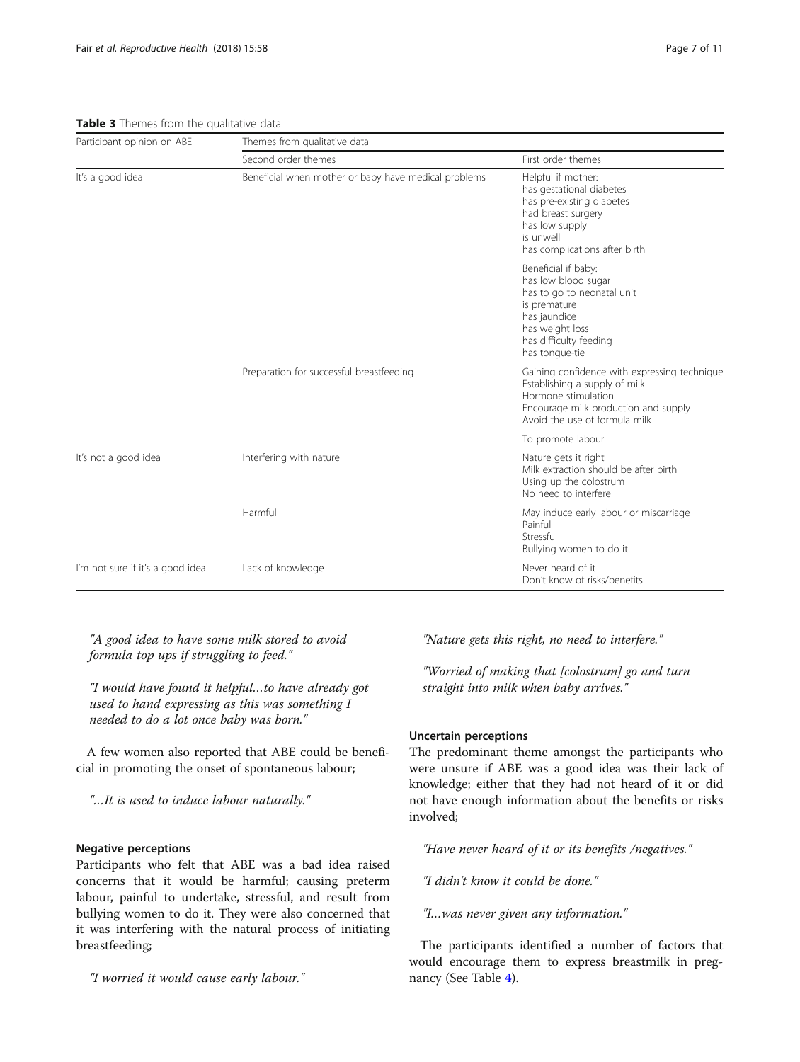**Table 3** Themes from the qualitative data

| Participant opinion on ABE | Themes from qualitative data | |
|---|---|---|
| | Second order themes | First order themes |
| It's a good idea | Beneficial when mother or baby have medical problems | Helpful if mother:<br>has gestational diabetes<br>has pre-existing diabetes<br>had breast surgery<br>has low supply<br>is unwell<br>has complications after birth |
| | | Beneficial if baby:<br>has low blood sugar<br>has to go to neonatal unit<br>is premature<br>has jaundice<br>has weight loss<br>has difficulty feeding<br>has tongue-tie |
| | Preparation for successful breastfeeding | Gaining confidence with expressing technique<br>Establishing a supply of milk<br>Hormone stimulation<br>Encourage milk production and supply<br>Avoid the use of formula milk |
| | | To promote labour |
| It's not a good idea | Interfering with nature | Nature gets it right<br>Milk extraction should be after birth<br>Using up the colostrum<br>No need to interfere |
| | Harmful | May induce early labour or miscarriage<br>Painful<br>Stressful<br>Bullying women to do it |
| I'm not sure if it's a good idea | Lack of knowledge | Never heard of it<br>Don't know of risks/benefits |

*"A good idea to have some milk stored to avoid formula top ups if struggling to feed."*

*"I would have found it helpful…to have already got used to hand expressing as this was something I needed to do a lot once baby was born."*

A few women also reported that ABE could be beneficial in promoting the onset of spontaneous labour;

*"…It is used to induce labour naturally."*

#### Negative perceptions

Participants who felt that ABE was a bad idea raised concerns that it would be harmful; causing preterm labour, painful to undertake, stressful, and result from bullying women to do it. They were also concerned that it was interfering with the natural process of initiating breastfeeding;

*"I worried it would cause early labour."*

*"Nature gets this right, no need to interfere."*

*"Worried of making that [colostrum] go and turn straight into milk when baby arrives."*

#### Uncertain perceptions

The predominant theme amongst the participants who were unsure if ABE was a good idea was their lack of knowledge; either that they had not heard of it or did not have enough information about the benefits or risks involved;

*"Have never heard of it or its benefits /negatives."*

*"I didn't know it could be done."*

*"I…was never given any information."*

The participants identified a number of factors that would encourage them to express breastmilk in pregnancy (See Table 4).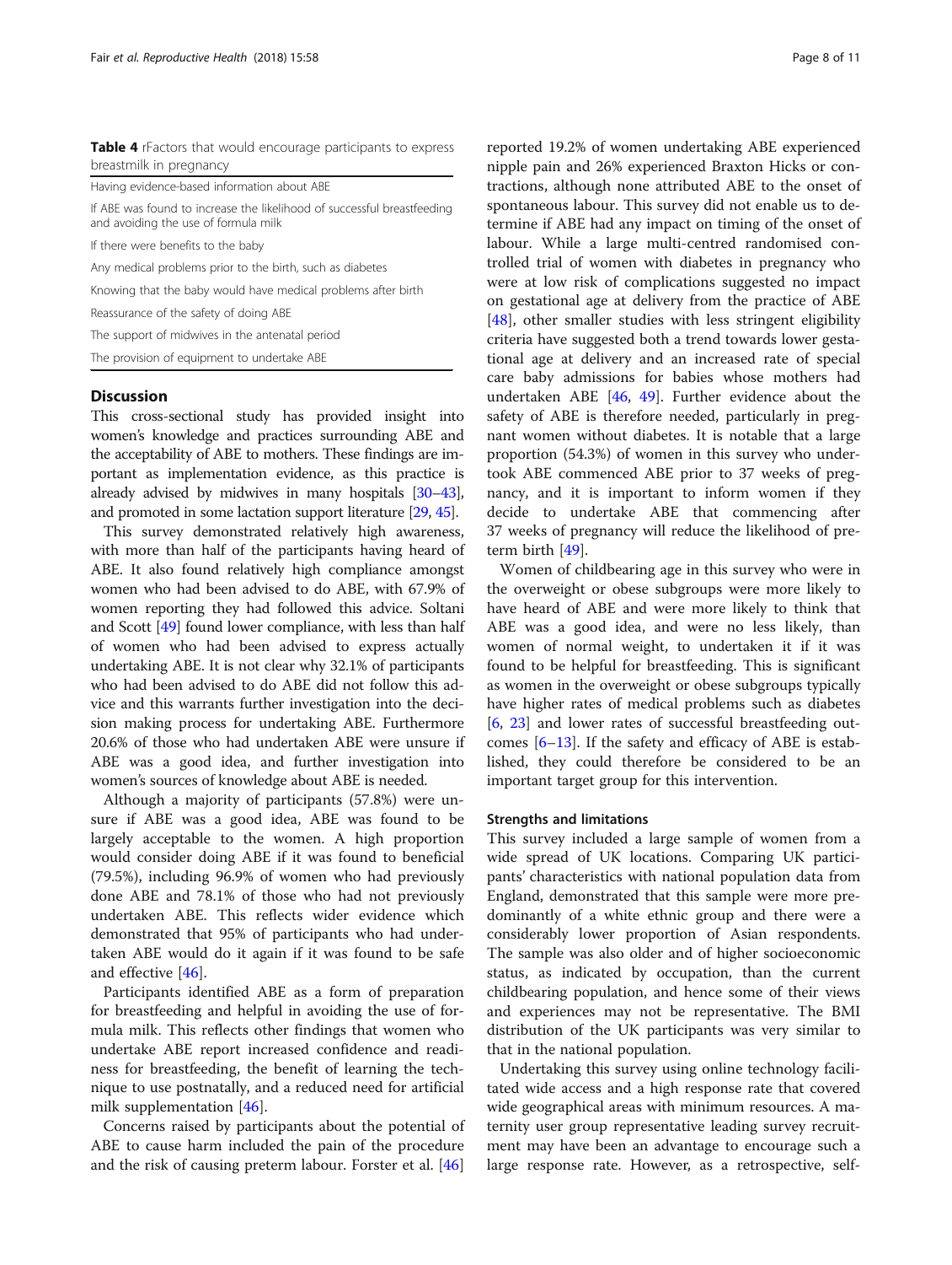**Table 4** rFactors that would encourage participants to express breastmilk in pregnancy

| |
|---|
| Having evidence-based information about ABE |
| If ABE was found to increase the likelihood of successful breastfeeding and avoiding the use of formula milk |
| If there were benefits to the baby |
| Any medical problems prior to the birth, such as diabetes |
| Knowing that the baby would have medical problems after birth |
| Reassurance of the safety of doing ABE |
| The support of midwives in the antenatal period |
| The provision of equipment to undertake ABE |

## Discussion

This cross-sectional study has provided insight into women's knowledge and practices surrounding ABE and the acceptability of ABE to mothers. These findings are important as implementation evidence, as this practice is already advised by midwives in many hospitals [30–43], and promoted in some lactation support literature [29, 45].

This survey demonstrated relatively high awareness, with more than half of the participants having heard of ABE. It also found relatively high compliance amongst women who had been advised to do ABE, with 67.9% of women reporting they had followed this advice. Soltani and Scott [49] found lower compliance, with less than half of women who had been advised to express actually undertaking ABE. It is not clear why 32.1% of participants who had been advised to do ABE did not follow this advice and this warrants further investigation into the decision making process for undertaking ABE. Furthermore 20.6% of those who had undertaken ABE were unsure if ABE was a good idea, and further investigation into women's sources of knowledge about ABE is needed.

Although a majority of participants (57.8%) were unsure if ABE was a good idea, ABE was found to be largely acceptable to the women. A high proportion would consider doing ABE if it was found to beneficial (79.5%), including 96.9% of women who had previously done ABE and 78.1% of those who had not previously undertaken ABE. This reflects wider evidence which demonstrated that 95% of participants who had undertaken ABE would do it again if it was found to be safe and effective [46].

Participants identified ABE as a form of preparation for breastfeeding and helpful in avoiding the use of formula milk. This reflects other findings that women who undertake ABE report increased confidence and readiness for breastfeeding, the benefit of learning the technique to use postnatally, and a reduced need for artificial milk supplementation [46].

Concerns raised by participants about the potential of ABE to cause harm included the pain of the procedure and the risk of causing preterm labour. Forster et al. [46] reported 19.2% of women undertaking ABE experienced nipple pain and 26% experienced Braxton Hicks or contractions, although none attributed ABE to the onset of spontaneous labour. This survey did not enable us to determine if ABE had any impact on timing of the onset of labour. While a large multi-centred randomised controlled trial of women with diabetes in pregnancy who were at low risk of complications suggested no impact on gestational age at delivery from the practice of ABE [48], other smaller studies with less stringent eligibility criteria have suggested both a trend towards lower gestational age at delivery and an increased rate of special care baby admissions for babies whose mothers had undertaken ABE [46, 49]. Further evidence about the safety of ABE is therefore needed, particularly in pregnant women without diabetes. It is notable that a large proportion (54.3%) of women in this survey who undertook ABE commenced ABE prior to 37 weeks of pregnancy, and it is important to inform women if they decide to undertake ABE that commencing after 37 weeks of pregnancy will reduce the likelihood of preterm birth [49].

Women of childbearing age in this survey who were in the overweight or obese subgroups were more likely to have heard of ABE and were more likely to think that ABE was a good idea, and were no less likely, than women of normal weight, to undertaken it if it was found to be helpful for breastfeeding. This is significant as women in the overweight or obese subgroups typically have higher rates of medical problems such as diabetes [6, 23] and lower rates of successful breastfeeding outcomes [6–13]. If the safety and efficacy of ABE is established, they could therefore be considered to be an important target group for this intervention.

### Strengths and limitations

This survey included a large sample of women from a wide spread of UK locations. Comparing UK participants' characteristics with national population data from England, demonstrated that this sample were more predominantly of a white ethnic group and there were a considerably lower proportion of Asian respondents. The sample was also older and of higher socioeconomic status, as indicated by occupation, than the current childbearing population, and hence some of their views and experiences may not be representative. The BMI distribution of the UK participants was very similar to that in the national population.

Undertaking this survey using online technology facilitated wide access and a high response rate that covered wide geographical areas with minimum resources. A maternity user group representative leading survey recruitment may have been an advantage to encourage such a large response rate. However, as a retrospective, self-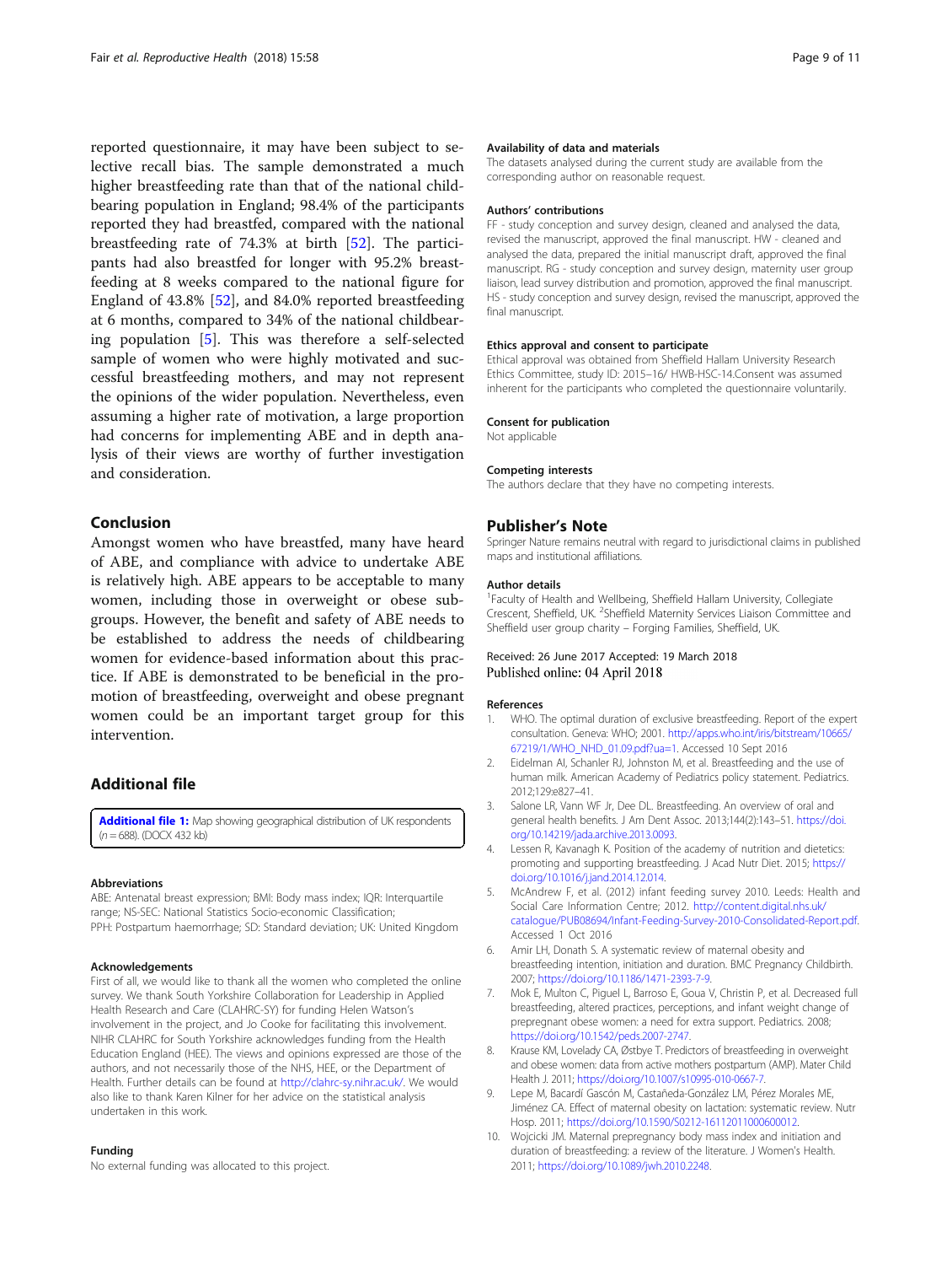reported questionnaire, it may have been subject to selective recall bias. The sample demonstrated a much higher breastfeeding rate than that of the national childbearing population in England; 98.4% of the participants reported they had breastfed, compared with the national breastfeeding rate of 74.3% at birth [52]. The participants had also breastfed for longer with 95.2% breastfeeding at 8 weeks compared to the national figure for England of 43.8% [52], and 84.0% reported breastfeeding at 6 months, compared to 34% of the national childbearing population [5]. This was therefore a self-selected sample of women who were highly motivated and successful breastfeeding mothers, and may not represent the opinions of the wider population. Nevertheless, even assuming a higher rate of motivation, a large proportion had concerns for implementing ABE and in depth analysis of their views are worthy of further investigation and consideration.

## Conclusion

Amongst women who have breastfed, many have heard of ABE, and compliance with advice to undertake ABE is relatively high. ABE appears to be acceptable to many women, including those in overweight or obese subgroups. However, the benefit and safety of ABE needs to be established to address the needs of childbearing women for evidence-based information about this practice. If ABE is demonstrated to be beneficial in the promotion of breastfeeding, overweight and obese pregnant women could be an important target group for this intervention.

## Additional file

**Additional file 1:** Map showing geographical distribution of UK respondents (n = 688). (DOCX 432 kb)

#### Abbreviations

ABE: Antenatal breast expression; BMI: Body mass index; IQR: Interquartile range; NS-SEC: National Statistics Socio-economic Classification; PPH: Postpartum haemorrhage; SD: Standard deviation; UK: United Kingdom

#### Acknowledgements

First of all, we would like to thank all the women who completed the online survey. We thank South Yorkshire Collaboration for Leadership in Applied Health Research and Care (CLAHRC-SY) for funding Helen Watson's involvement in the project, and Jo Cooke for facilitating this involvement. NIHR CLAHRC for South Yorkshire acknowledges funding from the Health Education England (HEE). The views and opinions expressed are those of the authors, and not necessarily those of the NHS, HEE, or the Department of Health. Further details can be found at http://clahrc-sy.nihr.ac.uk/. We would also like to thank Karen Kilner for her advice on the statistical analysis undertaken in this work.

#### Funding

No external funding was allocated to this project.

#### Availability of data and materials

The datasets analysed during the current study are available from the corresponding author on reasonable request.

#### Authors' contributions

FF - study conception and survey design, cleaned and analysed the data, revised the manuscript, approved the final manuscript. HW - cleaned and analysed the data, prepared the initial manuscript draft, approved the final manuscript. RG - study conception and survey design, maternity user group liaison, lead survey distribution and promotion, approved the final manuscript. HS - study conception and survey design, revised the manuscript, approved the final manuscript.

#### Ethics approval and consent to participate

Ethical approval was obtained from Sheffield Hallam University Research Ethics Committee, study ID: 2015–16/ HWB-HSC-14.Consent was assumed inherent for the participants who completed the questionnaire voluntarily.

#### Consent for publication

Not applicable

#### Competing interests

The authors declare that they have no competing interests.

## Publisher's Note

Springer Nature remains neutral with regard to jurisdictional claims in published maps and institutional affiliations.

#### Author details

[1]Faculty of Health and Wellbeing, Sheffield Hallam University, Collegiate Crescent, Sheffield, UK. [2]Sheffield Maternity Services Liaison Committee and Sheffield user group charity – Forging Families, Sheffield, UK.

Received: 26 June 2017 Accepted: 19 March 2018
Published online: 04 April 2018

#### References

1. WHO. The optimal duration of exclusive breastfeeding. Report of the expert consultation. Geneva: WHO; 2001. http://apps.who.int/iris/bitstream/10665/67219/1/WHO_NHD_01.09.pdf?ua=1. Accessed 10 Sept 2016
2. Eidelman AI, Schanler RJ, Johnston M, et al. Breastfeeding and the use of human milk. American Academy of Pediatrics policy statement. Pediatrics. 2012;129:e827–41.
3. Salone LR, Vann WF Jr, Dee DL. Breastfeeding. An overview of oral and general health benefits. J Am Dent Assoc. 2013;144(2):143–51. https://doi.org/10.14219/jada.archive.2013.0093.
4. Lessen R, Kavanagh K. Position of the academy of nutrition and dietetics: promoting and supporting breastfeeding. J Acad Nutr Diet. 2015; https://doi.org/10.1016/j.jand.2014.12.014.
5. McAndrew F, et al. (2012) infant feeding survey 2010. Leeds: Health and Social Care Information Centre; 2012. http://content.digital.nhs.uk/catalogue/PUB08694/Infant-Feeding-Survey-2010-Consolidated-Report.pdf. Accessed 1 Oct 2016
6. Amir LH, Donath S. A systematic review of maternal obesity and breastfeeding intention, initiation and duration. BMC Pregnancy Childbirth. 2007; https://doi.org/10.1186/1471-2393-7-9.
7. Mok E, Multon C, Piguel L, Barroso E, Goua V, Christin P, et al. Decreased full breastfeeding, altered practices, perceptions, and infant weight change of prepregnant obese women: a need for extra support. Pediatrics. 2008; https://doi.org/10.1542/peds.2007-2747.
8. Krause KM, Lovelady CA, Østbye T. Predictors of breastfeeding in overweight and obese women: data from active mothers postpartum (AMP). Mater Child Health J. 2011; https://doi.org/10.1007/s10995-010-0667-7.
9. Lepe M, Bacardí Gascón M, Castañeda-González LM, Pérez Morales ME, Jiménez CA. Effect of maternal obesity on lactation: systematic review. Nutr Hosp. 2011; https://doi.org/10.1590/S0212-16112011000600012.
10. Wojcicki JM. Maternal prepregnancy body mass index and initiation and duration of breastfeeding: a review of the literature. J Women's Health. 2011; https://doi.org/10.1089/jwh.2010.2248.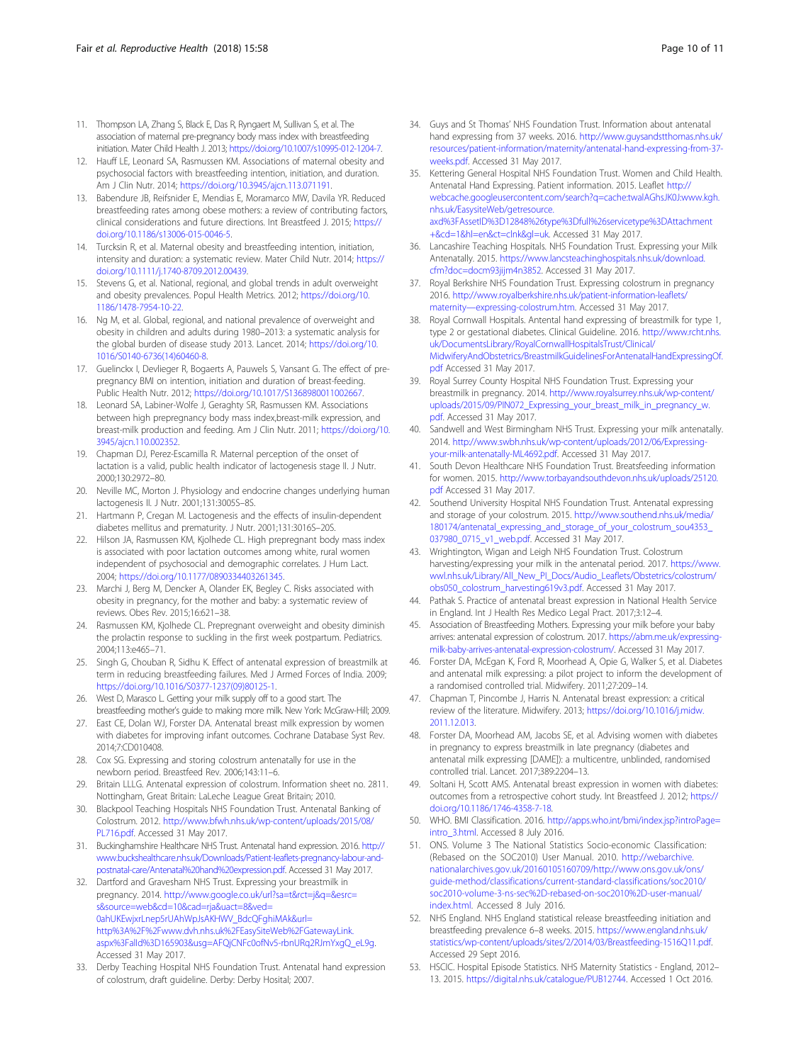11. Thompson LA, Zhang S, Black E, Das R, Ryngaert M, Sullivan S, et al. The association of maternal pre-pregnancy body mass index with breastfeeding initiation. Mater Child Health J. 2013; https://doi.org/10.1007/s10995-012-1204-7.
12. Hauff LE, Leonard SA, Rasmussen KM. Associations of maternal obesity and psychosocial factors with breastfeeding intention, initiation, and duration. Am J Clin Nutr. 2014; https://doi.org/10.3945/ajcn.113.071191.
13. Babendure JB, Reifsnider E, Mendias E, Moramarco MW, Davila YR. Reduced breastfeeding rates among obese mothers: a review of contributing factors, clinical considerations and future directions. Int Breastfeed J. 2015; https://doi.org/10.1186/s13006-015-0046-5.
14. Turcksin R, et al. Maternal obesity and breastfeeding intention, initiation, intensity and duration: a systematic review. Mater Child Nutr. 2014; https://doi.org/10.1111/j.1740-8709.2012.00439.
15. Stevens G, et al. National, regional, and global trends in adult overweight and obesity prevalences. Popul Health Metrics. 2012; https://doi.org/10.1186/1478-7954-10-22.
16. Ng M, et al. Global, regional, and national prevalence of overweight and obesity in children and adults during 1980–2013: a systematic analysis for the global burden of disease study 2013. Lancet. 2014; https://doi.org/10.1016/S0140-6736(14)60460-8.
17. Guelinckx I, Devlieger R, Bogaerts A, Pauwels S, Vansant G. The effect of pre-pregnancy BMI on intention, initiation and duration of breast-feeding. Public Health Nutr. 2012; https://doi.org/10.1017/S1368980011002667.
18. Leonard SA, Labiner-Wolfe J, Geraghty SR, Rasmussen KM. Associations between high prepregnancy body mass index,breast-milk expression, and breast-milk production and feeding. Am J Clin Nutr. 2011; https://doi.org/10.3945/ajcn.110.002352.
19. Chapman DJ, Perez-Escamilla R. Maternal perception of the onset of lactation is a valid, public health indicator of lactogenesis stage II. J Nutr. 2000;130:2972–80.
20. Neville MC, Morton J. Physiology and endocrine changes underlying human lactogenesis II. J Nutr. 2001;131:3005S–8S.
21. Hartmann P, Cregan M. Lactogenesis and the effects of insulin-dependent diabetes mellitus and prematurity. J Nutr. 2001;131:3016S–20S.
22. Hilson JA, Rasmussen KM, Kjolhede CL. High prepregnant body mass index is associated with poor lactation outcomes among white, rural women independent of psychosocial and demographic correlates. J Hum Lact. 2004; https://doi.org/10.1177/0890334403261345.
23. Marchi J, Berg M, Dencker A, Olander EK, Begley C. Risks associated with obesity in pregnancy, for the mother and baby: a systematic review of reviews. Obes Rev. 2015;16:621–38.
24. Rasmussen KM, Kjolhede CL. Prepregnant overweight and obesity diminish the prolactin response to suckling in the first week postpartum. Pediatrics. 2004;113:e465–71.
25. Singh G, Chouban R, Sidhu K. Effect of antenatal expression of breastmilk at term in reducing breastfeeding failures. Med J Armed Forces of India. 2009; https://doi.org/10.1016/S0377-1237(09)80125-1.
26. West D, Marasco L. Getting your milk supply off to a good start. The breastfeeding mother's guide to making more milk. New York: McGraw-Hill; 2009.
27. East CE, Dolan WJ, Forster DA. Antenatal breast milk expression by women with diabetes for improving infant outcomes. Cochrane Database Syst Rev. 2014;7:CD010408.
28. Cox SG. Expressing and storing colostrum antenatally for use in the newborn period. Breastfeed Rev. 2006;143:11–6.
29. Britain LLLG. Antenatal expression of colostrum. Information sheet no. 2811. Nottingham, Great Britain: LaLeche League Great Britain; 2010.
30. Blackpool Teaching Hospitals NHS Foundation Trust. Antenatal Banking of Colostrum. 2012. http://www.bfwh.nhs.uk/wp-content/uploads/2015/08/PL716.pdf. Accessed 31 May 2017.
31. Buckinghamshire Healthcare NHS Trust. Antenatal hand expression. 2016. http://www.buckshealthcare.nhs.uk/Downloads/Patient-leaflets-pregnancy-labour-and-postnatal-care/Antenatal%20hand%20expression.pdf. Accessed 31 May 2017.
32. Dartford and Gravesham NHS Trust. Expressing your breastmilk in pregnancy. 2014. http://www.google.co.uk/url?sa=t&rct=j&q=&esrc=s&source=web&cd=10&cad=rja&uact=8&ved=0ahUKEwjxrLnep5rUAhWpJsAKHWV_BdcQFghiMAk&url=http%3A%2F%2Fwww.dvh.nhs.uk%2FEasySiteWeb%2FGatewayLink.aspx%3FalId%3D165903&usg=AFQjCNFc0ofNv5-rbnURq2RJmYxgQ_eL9g. Accessed 31 May 2017.
33. Derby Teaching Hospital NHS Foundation Trust. Antenatal hand expression of colostrum, draft guideline. Derby: Derby Hosital; 2007.
34. Guys and St Thomas' NHS Foundation Trust. Information about antenatal hand expressing from 37 weeks. 2016. http://www.guysandstthomas.nhs.uk/resources/patient-information/maternity/antenatal-hand-expressing-from-37-weeks.pdf. Accessed 31 May 2017.
35. Kettering General Hospital NHS Foundation Trust. Women and Child Health. Antenatal Hand Expressing. Patient information. 2015. Leaflet http://webcache.googleusercontent.com/search?q=cache:twalAGhsJK0J:www.kgh.nhs.uk/EasysiteWeb/getresource.axd%3FAssetID%3D12848%26type%3Dfull%26servicetype%3DAttachment+&cd=1&hl=en&ct=clnk&gl=uk. Accessed 31 May 2017.
36. Lancashire Teaching Hospitals. NHS Foundation Trust. Expressing your Milk Antenatally. 2015. https://www.lancsteachinghospitals.nhs.uk/download.cfm?doc=docm93jijm4n3852. Accessed 31 May 2017.
37. Royal Berkshire NHS Foundation Trust. Expressing colostrum in pregnancy 2016. http://www.royalberkshire.nhs.uk/patient-information-leaflets/maternity—expressing-colostrum.htm. Accessed 31 May 2017.
38. Royal Cornwall Hospitals. Antental hand expressing of breastmilk for type 1, type 2 or gestational diabetes. Clinical Guideline. 2016. http://www.rcht.nhs.uk/DocumentsLibrary/RoyalCornwallHospitalsTrust/Clinical/MidwiferyAndObstetrics/BreastmilkGuidelinesForAntenatalHandExpressingOf.pdf Accessed 31 May 2017.
39. Royal Surrey County Hospital NHS Foundation Trust. Expressing your breastmilk in pregnancy. 2014. http://www.royalsurrey.nhs.uk/wp-content/uploads/2015/09/PIN072_Expressing_your_breast_milk_in_pregnancy_w.pdf. Accessed 31 May 2017.
40. Sandwell and West Birmingham NHS Trust. Expressing your milk antenatally. 2014. http://www.swbh.nhs.uk/wp-content/uploads/2012/06/Expressing-your-milk-antenatally-ML4692.pdf. Accessed 31 May 2017.
41. South Devon Healthcare NHS Foundation Trust. Breastfeeding information for women. 2015. http://www.torbayandsouthdevon.nhs.uk/uploads/25120.pdf Accessed 31 May 2017.
42. Southend University Hospital NHS Foundation Trust. Antenatal expressing and storage of your colostrum. 2015. http://www.southend.nhs.uk/media/180174/antenatal_expressing_and_storage_of_your_colostrum_sou4353_037980_0715_v1_web.pdf. Accessed 31 May 2017.
43. Wrightington, Wigan and Leigh NHS Foundation Trust. Colostrum harvesting/expressing your milk in the antenatal period. 2017. https://www.wwl.nhs.uk/Library/All_New_PI_Docs/Audio_Leaflets/Obstetrics/colostrum/obs050_colostrum_harvesting619v3.pdf. Accessed 31 May 2017.
44. Pathak S. Practice of antenatal breast expression in National Health Service in England. Int J Health Res Medico Legal Pract. 2017;3:12–4.
45. Association of Breastfeeding Mothers. Expressing your milk before your baby arrives: antenatal expression of colostrum. 2017. https://abm.me.uk/expressing-milk-baby-arrives-antenatal-expression-colostrum/. Accessed 31 May 2017.
46. Forster DA, McEgan K, Ford R, Moorhead A, Opie G, Walker S, et al. Diabetes and antenatal milk expressing: a pilot project to inform the development of a randomised controlled trial. Midwifery. 2011;27:209–14.
47. Chapman T, Pincombe J, Harris N. Antenatal breast expression: a critical review of the literature. Midwifery. 2013; https://doi.org/10.1016/j.midw.2011.12.013.
48. Forster DA, Moorhead AM, Jacobs SE, et al. Advising women with diabetes in pregnancy to express breastmilk in late pregnancy (diabetes and antenatal milk expressing [DAME]): a multicentre, unblinded, randomised controlled trial. Lancet. 2017;389:2204–13.
49. Soltani H, Scott AMS. Antenatal breast expression in women with diabetes: outcomes from a retrospective cohort study. Int Breastfeed J. 2012; https://doi.org/10.1186/1746-4358-7-18.
50. WHO. BMI Classification. 2016. http://apps.who.int/bmi/index.jsp?introPage=intro_3.html. Accessed 8 July 2016.
51. ONS. Volume 3 The National Statistics Socio-economic Classification: (Rebased on the SOC2010) User Manual. 2010. http://webarchive.nationalarchives.gov.uk/20160105160709/http://www.ons.gov.uk/ons/guide-method/classifications/current-standard-classifications/soc2010/soc2010-volume-3-ns-sec%2D-rebased-on-soc2010%2D-user-manual/index.html. Accessed 8 July 2016.
52. NHS England. NHS England statistical release breastfeeding initiation and breastfeeding prevalence 6–8 weeks. 2015. https://www.england.nhs.uk/statistics/wp-content/uploads/sites/2/2014/03/Breastfeeding-1516Q11.pdf. Accessed 29 Sept 2016.
53. HSCIC. Hospital Episode Statistics. NHS Maternity Statistics - England, 2012–13. 2015. https://digital.nhs.uk/catalogue/PUB12744. Accessed 1 Oct 2016.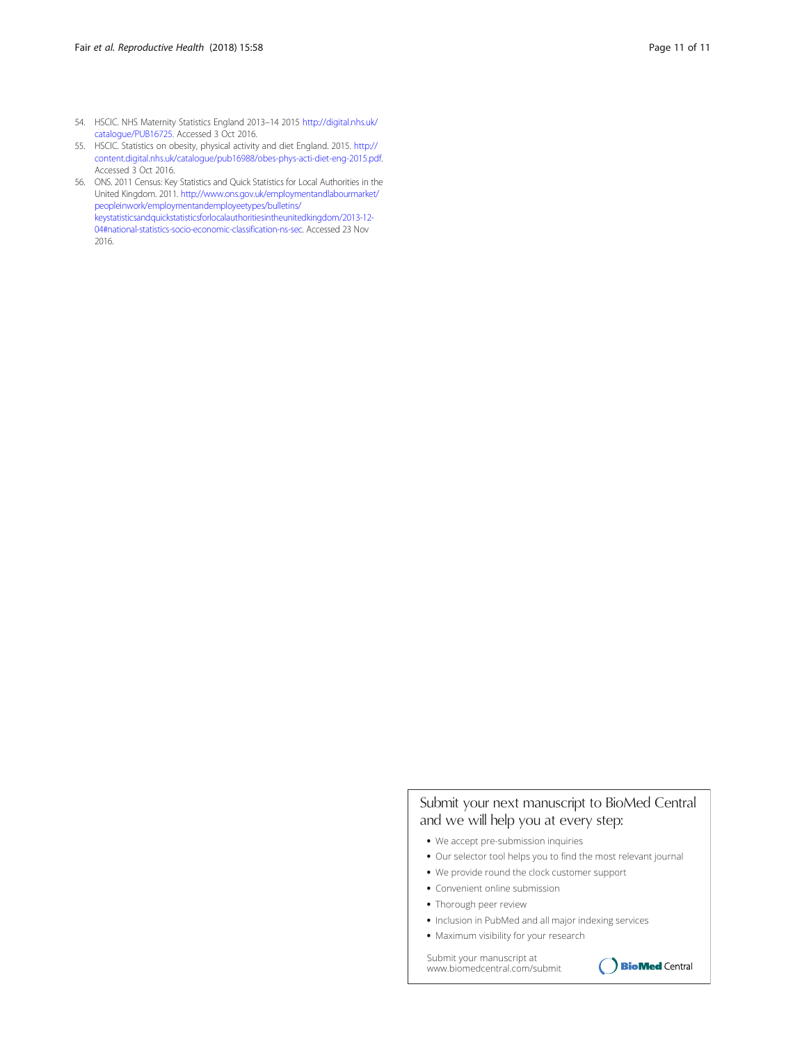54. HSCIC. NHS Maternity Statistics England 2013–14 2015 http://digital.nhs.uk/catalogue/PUB16725. Accessed 3 Oct 2016.
55. HSCIC. Statistics on obesity, physical activity and diet England. 2015. http://content.digital.nhs.uk/catalogue/pub16988/obes-phys-acti-diet-eng-2015.pdf. Accessed 3 Oct 2016.
56. ONS. 2011 Census: Key Statistics and Quick Statistics for Local Authorities in the United Kingdom. 2011. http://www.ons.gov.uk/employmentandlabourmarket/peopleinwork/employmentandemployeetypes/bulletins/keystatisticsandquickstatisticsforlocalauthoritiesintheunitedkingdom/2013-12-04#national-statistics-socio-economic-classification-ns-sec. Accessed 23 Nov 2016.

Submit your next manuscript to BioMed Central and we will help you at every step:

- We accept pre-submission inquiries
- Our selector tool helps you to find the most relevant journal
- We provide round the clock customer support
- Convenient online submission
- Thorough peer review
- Inclusion in PubMed and all major indexing services
- Maximum visibility for your research

Submit your manuscript at www.biomedcentral.com/submit

BioMed Central